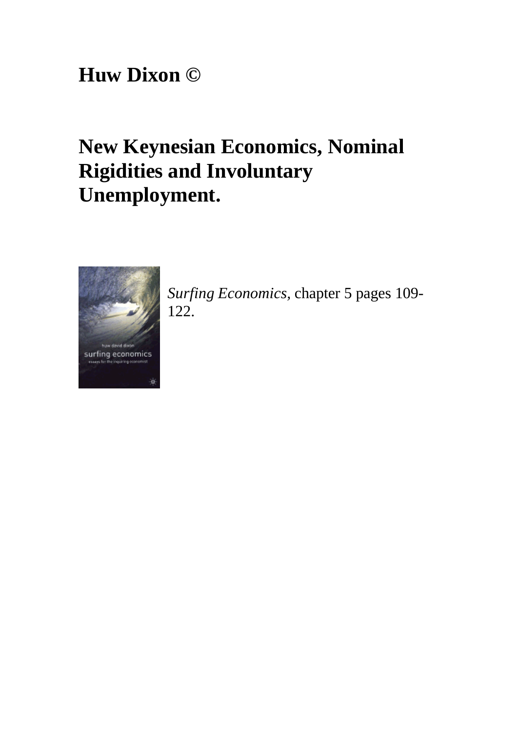**Huw Dixon ©**

# New Keynesian Economics, Nominal Rigidities and Involuntary Unemployment.

*Surfing Economics*, chapter 5 pages 109-122.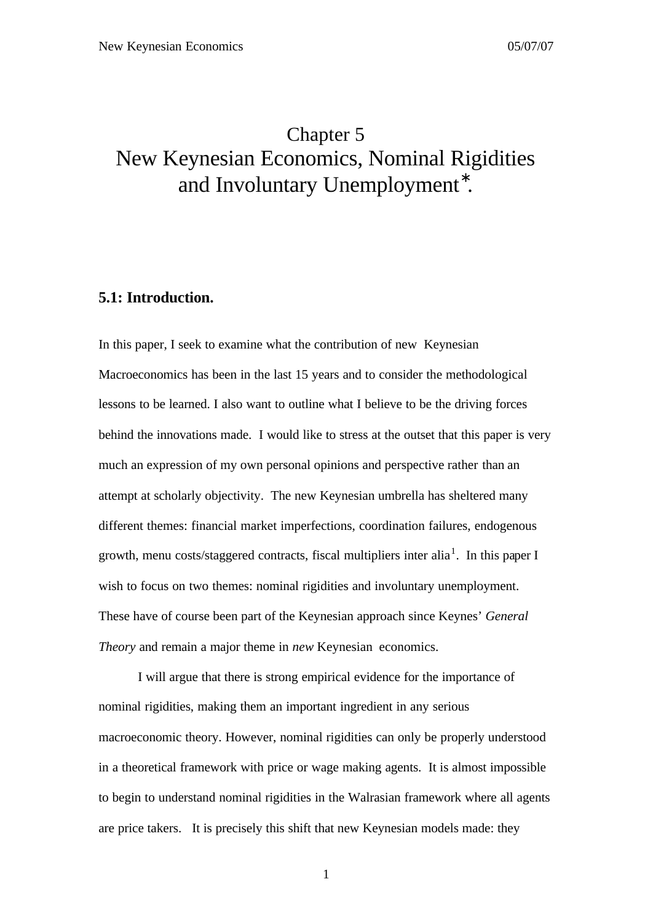# Chapter 5
# New Keynesian Economics, Nominal Rigidities and Involuntary Unemployment*.

## 5.1: Introduction.

In this paper, I seek to examine what the contribution of new Keynesian Macroeconomics has been in the last 15 years and to consider the methodological lessons to be learned. I also want to outline what I believe to be the driving forces behind the innovations made. I would like to stress at the outset that this paper is very much an expression of my own personal opinions and perspective rather than an attempt at scholarly objectivity. The new Keynesian umbrella has sheltered many different themes: financial market imperfections, coordination failures, endogenous growth, menu costs/staggered contracts, fiscal multipliers inter alia[1]. In this paper I wish to focus on two themes: nominal rigidities and involuntary unemployment. These have of course been part of the Keynesian approach since Keynes' *General Theory* and remain a major theme in *new* Keynesian economics.

I will argue that there is strong empirical evidence for the importance of nominal rigidities, making them an important ingredient in any serious macroeconomic theory. However, nominal rigidities can only be properly understood in a theoretical framework with price or wage making agents. It is almost impossible to begin to understand nominal rigidities in the Walrasian framework where all agents are price takers. It is precisely this shift that new Keynesian models made: they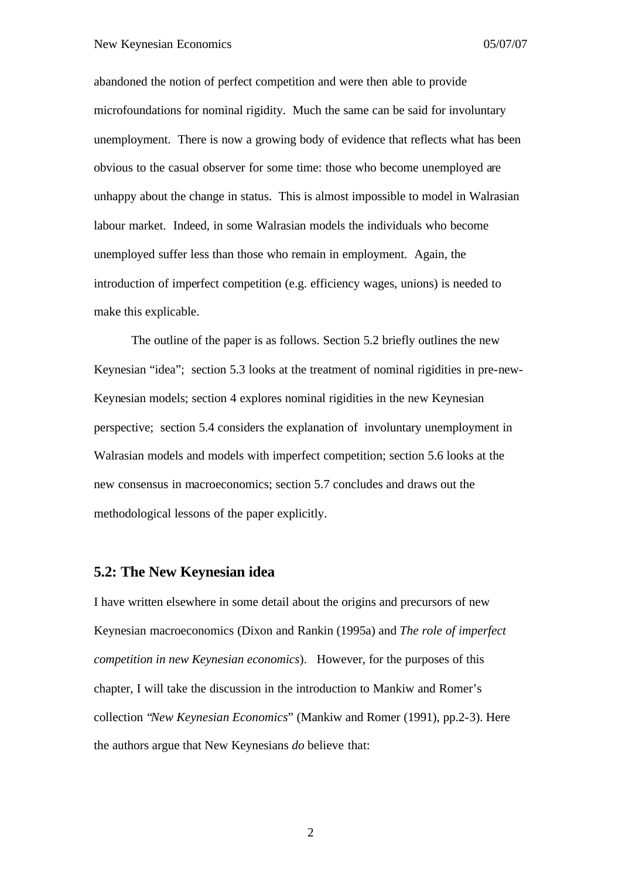abandoned the notion of perfect competition and were then able to provide microfoundations for nominal rigidity. Much the same can be said for involuntary unemployment. There is now a growing body of evidence that reflects what has been obvious to the casual observer for some time: those who become unemployed are unhappy about the change in status. This is almost impossible to model in Walrasian labour market. Indeed, in some Walrasian models the individuals who become unemployed suffer less than those who remain in employment. Again, the introduction of imperfect competition (e.g. efficiency wages, unions) is needed to make this explicable.

The outline of the paper is as follows. Section 5.2 briefly outlines the new Keynesian "idea"; section 5.3 looks at the treatment of nominal rigidities in pre-new-Keynesian models; section 4 explores nominal rigidities in the new Keynesian perspective; section 5.4 considers the explanation of involuntary unemployment in Walrasian models and models with imperfect competition; section 5.6 looks at the new consensus in macroeconomics; section 5.7 concludes and draws out the methodological lessons of the paper explicitly.

## 5.2: The New Keynesian idea

I have written elsewhere in some detail about the origins and precursors of new Keynesian macroeconomics (Dixon and Rankin (1995a) and *The role of imperfect competition in new Keynesian economics*). However, for the purposes of this chapter, I will take the discussion in the introduction to Mankiw and Romer's collection "*New Keynesian Economics*" (Mankiw and Romer (1991), pp.2-3). Here the authors argue that New Keynesians *do* believe that: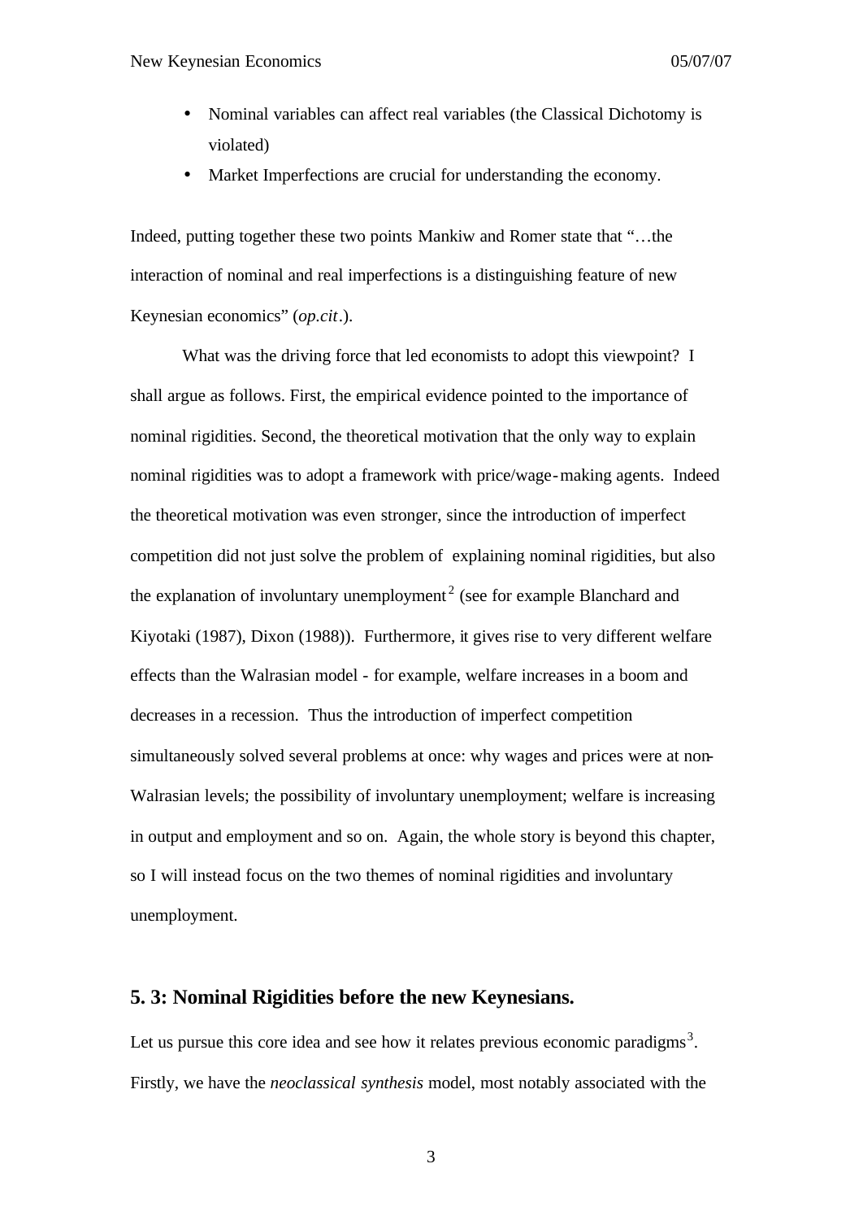- Nominal variables can affect real variables (the Classical Dichotomy is violated)
- Market Imperfections are crucial for understanding the economy.

Indeed, putting together these two points Mankiw and Romer state that "…the interaction of nominal and real imperfections is a distinguishing feature of new Keynesian economics" (*op.cit*.).

What was the driving force that led economists to adopt this viewpoint? I shall argue as follows. First, the empirical evidence pointed to the importance of nominal rigidities. Second, the theoretical motivation that the only way to explain nominal rigidities was to adopt a framework with price/wage-making agents. Indeed the theoretical motivation was even stronger, since the introduction of imperfect competition did not just solve the problem of explaining nominal rigidities, but also the explanation of involuntary unemployment[2] (see for example Blanchard and Kiyotaki (1987), Dixon (1988)). Furthermore, it gives rise to very different welfare effects than the Walrasian model - for example, welfare increases in a boom and decreases in a recession. Thus the introduction of imperfect competition simultaneously solved several problems at once: why wages and prices were at non-Walrasian levels; the possibility of involuntary unemployment; welfare is increasing in output and employment and so on. Again, the whole story is beyond this chapter, so I will instead focus on the two themes of nominal rigidities and involuntary unemployment.

## 5. 3: Nominal Rigidities before the new Keynesians.

Let us pursue this core idea and see how it relates previous economic paradigms[3]. Firstly, we have the *neoclassical synthesis* model, most notably associated with the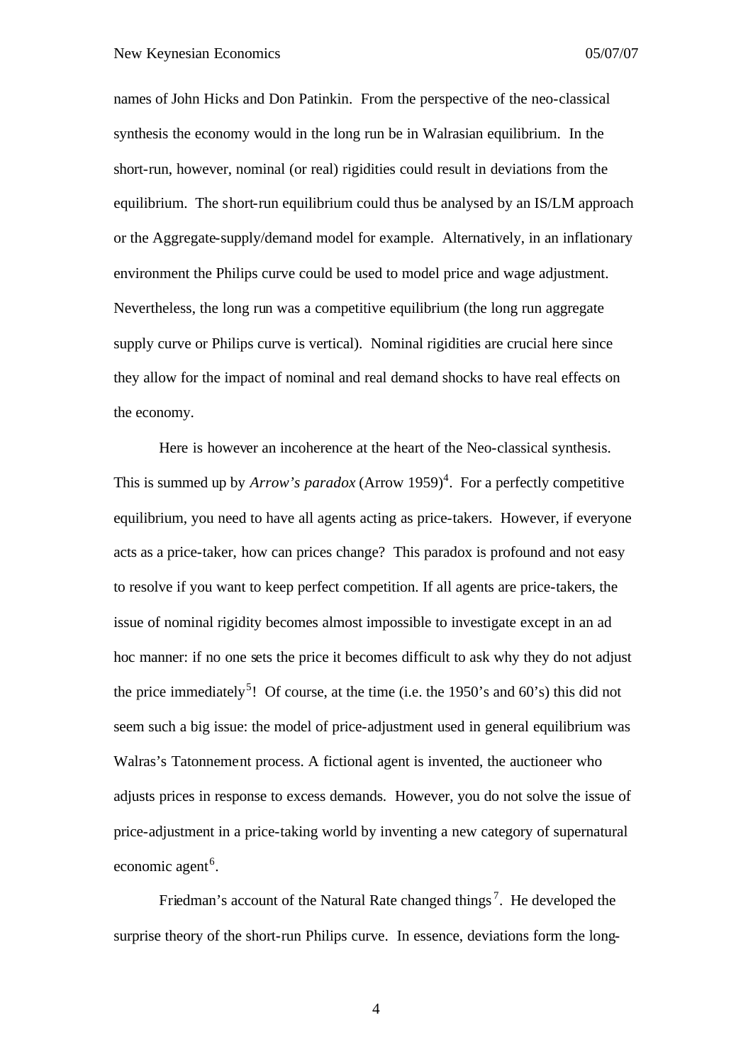names of John Hicks and Don Patinkin. From the perspective of the neo-classical synthesis the economy would in the long run be in Walrasian equilibrium. In the short-run, however, nominal (or real) rigidities could result in deviations from the equilibrium. The short-run equilibrium could thus be analysed by an IS/LM approach or the Aggregate-supply/demand model for example. Alternatively, in an inflationary environment the Philips curve could be used to model price and wage adjustment. Nevertheless, the long run was a competitive equilibrium (the long run aggregate supply curve or Philips curve is vertical). Nominal rigidities are crucial here since they allow for the impact of nominal and real demand shocks to have real effects on the economy.

Here is however an incoherence at the heart of the Neo-classical synthesis. This is summed up by *Arrow's paradox* (Arrow 1959)[4]. For a perfectly competitive equilibrium, you need to have all agents acting as price-takers. However, if everyone acts as a price-taker, how can prices change? This paradox is profound and not easy to resolve if you want to keep perfect competition. If all agents are price-takers, the issue of nominal rigidity becomes almost impossible to investigate except in an ad hoc manner: if no one sets the price it becomes difficult to ask why they do not adjust the price immediately[5]! Of course, at the time (i.e. the 1950's and 60's) this did not seem such a big issue: the model of price-adjustment used in general equilibrium was Walras's Tatonnement process. A fictional agent is invented, the auctioneer who adjusts prices in response to excess demands. However, you do not solve the issue of price-adjustment in a price-taking world by inventing a new category of supernatural economic agent[6].

Friedman's account of the Natural Rate changed things[7]. He developed the surprise theory of the short-run Philips curve. In essence, deviations form the long-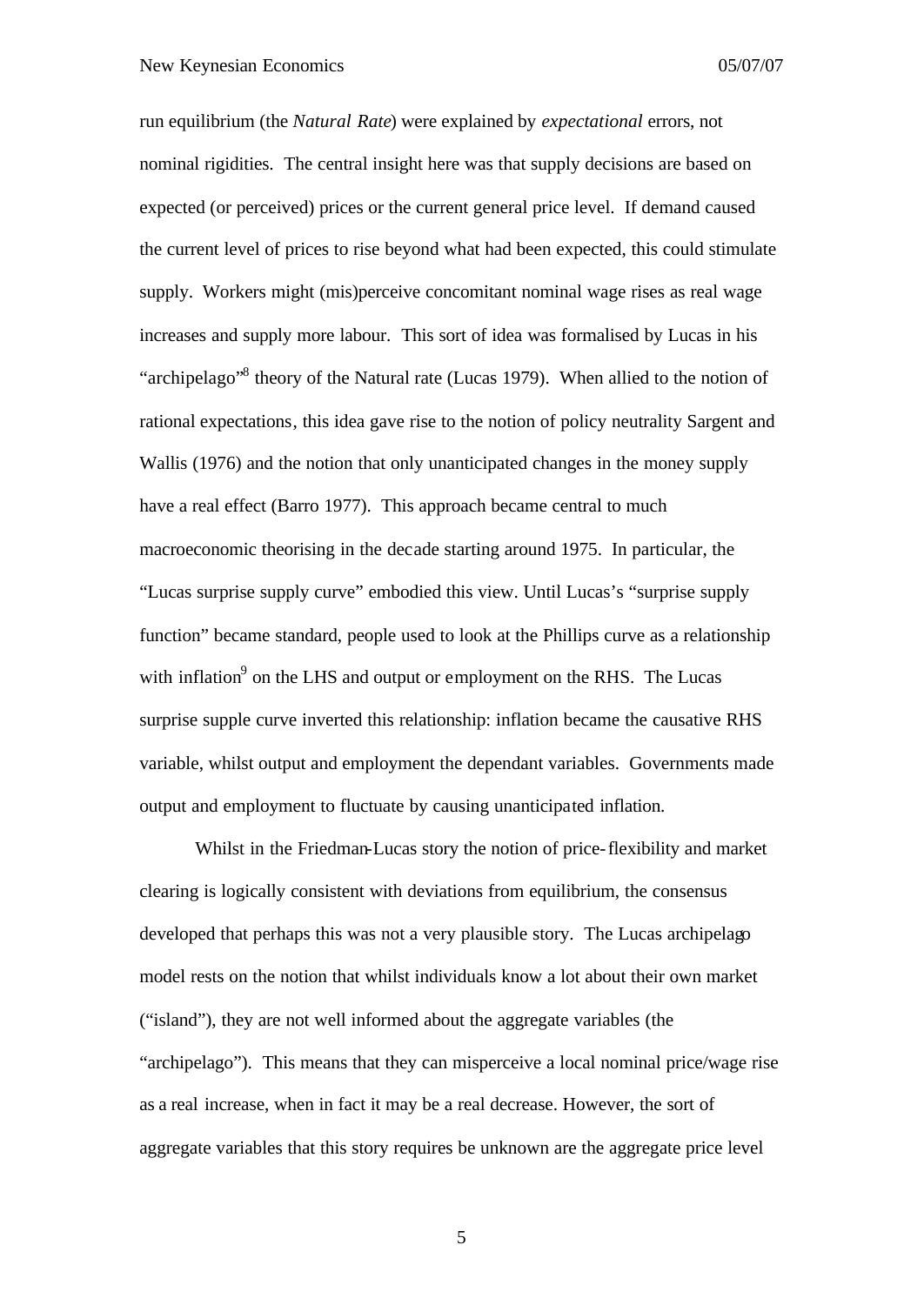run equilibrium (the *Natural Rate*) were explained by *expectational* errors, not nominal rigidities. The central insight here was that supply decisions are based on expected (or perceived) prices or the current general price level. If demand caused the current level of prices to rise beyond what had been expected, this could stimulate supply. Workers might (mis)perceive concomitant nominal wage rises as real wage increases and supply more labour. This sort of idea was formalised by Lucas in his "archipelago"[8] theory of the Natural rate (Lucas 1979). When allied to the notion of rational expectations, this idea gave rise to the notion of policy neutrality Sargent and Wallis (1976) and the notion that only unanticipated changes in the money supply have a real effect (Barro 1977). This approach became central to much macroeconomic theorising in the decade starting around 1975. In particular, the "Lucas surprise supply curve" embodied this view. Until Lucas's "surprise supply function" became standard, people used to look at the Phillips curve as a relationship with inflation[9] on the LHS and output or employment on the RHS. The Lucas surprise supple curve inverted this relationship: inflation became the causative RHS variable, whilst output and employment the dependant variables. Governments made output and employment to fluctuate by causing unanticipated inflation.

Whilst in the Friedman-Lucas story the notion of price-flexibility and market clearing is logically consistent with deviations from equilibrium, the consensus developed that perhaps this was not a very plausible story. The Lucas archipelago model rests on the notion that whilst individuals know a lot about their own market ("island"), they are not well informed about the aggregate variables (the "archipelago"). This means that they can misperceive a local nominal price/wage rise as a real increase, when in fact it may be a real decrease. However, the sort of aggregate variables that this story requires be unknown are the aggregate price level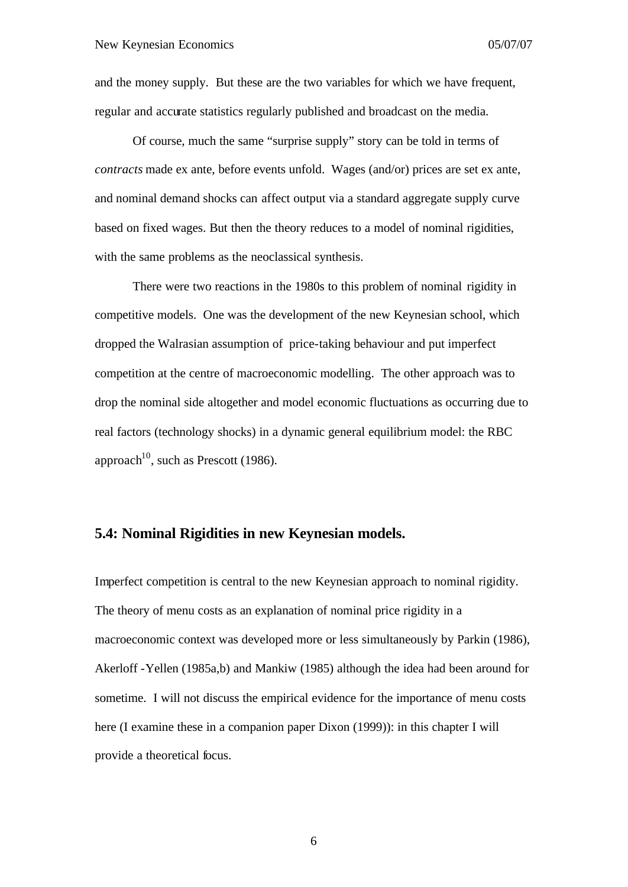and the money supply. But these are the two variables for which we have frequent, regular and accurate statistics regularly published and broadcast on the media.

Of course, much the same "surprise supply" story can be told in terms of *contracts* made ex ante, before events unfold. Wages (and/or) prices are set ex ante, and nominal demand shocks can affect output via a standard aggregate supply curve based on fixed wages. But then the theory reduces to a model of nominal rigidities, with the same problems as the neoclassical synthesis.

There were two reactions in the 1980s to this problem of nominal rigidity in competitive models. One was the development of the new Keynesian school, which dropped the Walrasian assumption of price-taking behaviour and put imperfect competition at the centre of macroeconomic modelling. The other approach was to drop the nominal side altogether and model economic fluctuations as occurring due to real factors (technology shocks) in a dynamic general equilibrium model: the RBC approach[10], such as Prescott (1986).

## 5.4: Nominal Rigidities in new Keynesian models.

Imperfect competition is central to the new Keynesian approach to nominal rigidity. The theory of menu costs as an explanation of nominal price rigidity in a macroeconomic context was developed more or less simultaneously by Parkin (1986), Akerloff -Yellen (1985a,b) and Mankiw (1985) although the idea had been around for sometime. I will not discuss the empirical evidence for the importance of menu costs here (I examine these in a companion paper Dixon (1999)): in this chapter I will provide a theoretical focus.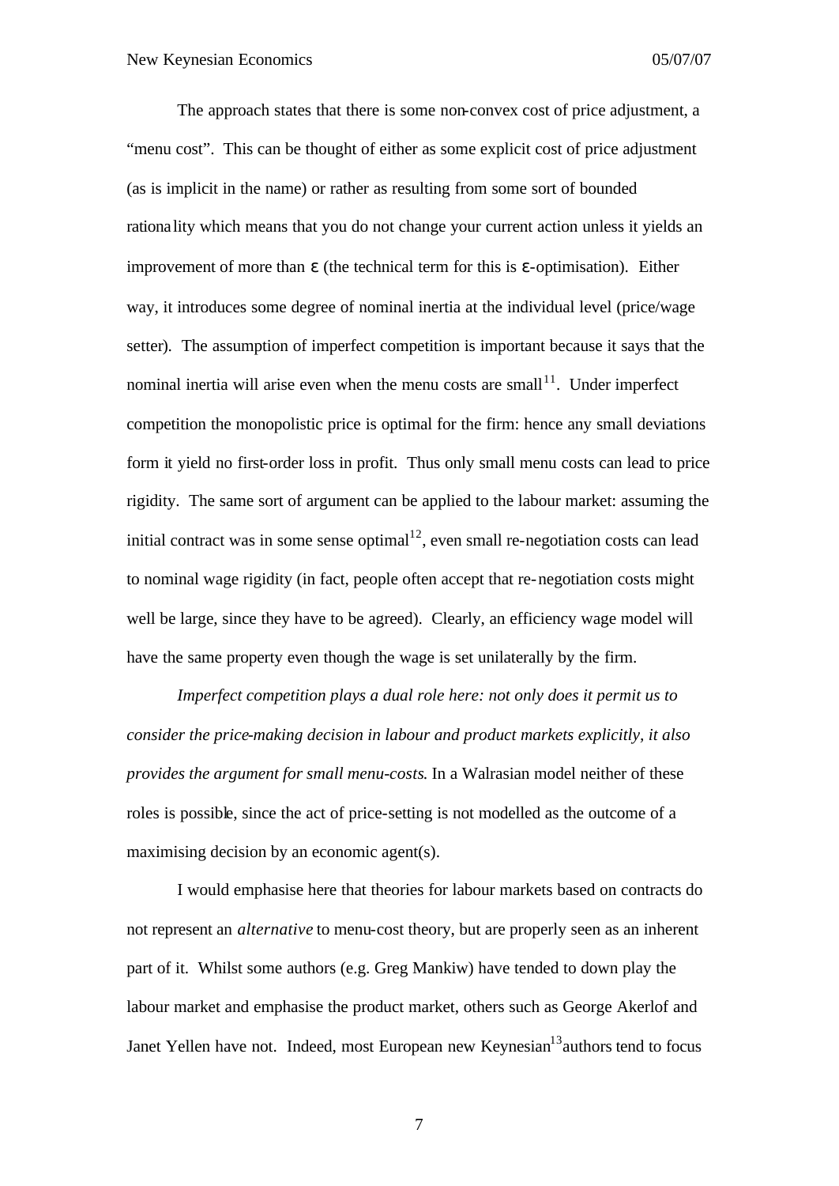The approach states that there is some non-convex cost of price adjustment, a "menu cost". This can be thought of either as some explicit cost of price adjustment (as is implicit in the name) or rather as resulting from some sort of bounded rationality which means that you do not change your current action unless it yields an improvement of more than ε (the technical term for this is ε-optimisation). Either way, it introduces some degree of nominal inertia at the individual level (price/wage setter). The assumption of imperfect competition is important because it says that the nominal inertia will arise even when the menu costs are small[11]. Under imperfect competition the monopolistic price is optimal for the firm: hence any small deviations form it yield no first-order loss in profit. Thus only small menu costs can lead to price rigidity. The same sort of argument can be applied to the labour market: assuming the initial contract was in some sense optimal[12], even small re-negotiation costs can lead to nominal wage rigidity (in fact, people often accept that re-negotiation costs might well be large, since they have to be agreed). Clearly, an efficiency wage model will have the same property even though the wage is set unilaterally by the firm.

*Imperfect competition plays a dual role here: not only does it permit us to consider the price-making decision in labour and product markets explicitly, it also provides the argument for small menu-costs*. In a Walrasian model neither of these roles is possible, since the act of price-setting is not modelled as the outcome of a maximising decision by an economic agent(s).

I would emphasise here that theories for labour markets based on contracts do not represent an *alternative* to menu-cost theory, but are properly seen as an inherent part of it. Whilst some authors (e.g. Greg Mankiw) have tended to down play the labour market and emphasise the product market, others such as George Akerlof and Janet Yellen have not. Indeed, most European new Keynesian[13] authors tend to focus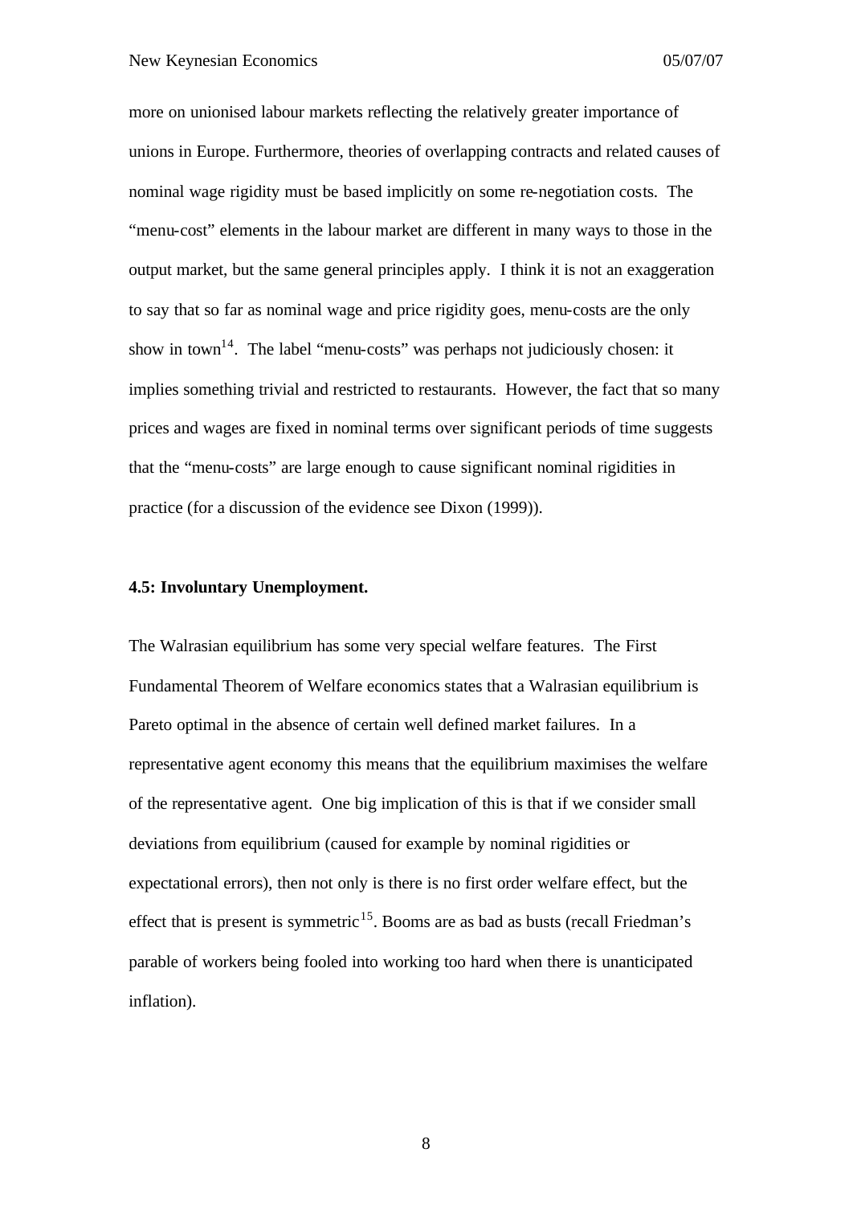more on unionised labour markets reflecting the relatively greater importance of unions in Europe. Furthermore, theories of overlapping contracts and related causes of nominal wage rigidity must be based implicitly on some re-negotiation costs. The "menu-cost" elements in the labour market are different in many ways to those in the output market, but the same general principles apply. I think it is not an exaggeration to say that so far as nominal wage and price rigidity goes, menu-costs are the only show in town[14]. The label "menu-costs" was perhaps not judiciously chosen: it implies something trivial and restricted to restaurants. However, the fact that so many prices and wages are fixed in nominal terms over significant periods of time suggests that the "menu-costs" are large enough to cause significant nominal rigidities in practice (for a discussion of the evidence see Dixon (1999)).

**4.5: Involuntary Unemployment.**

The Walrasian equilibrium has some very special welfare features. The First Fundamental Theorem of Welfare economics states that a Walrasian equilibrium is Pareto optimal in the absence of certain well defined market failures. In a representative agent economy this means that the equilibrium maximises the welfare of the representative agent. One big implication of this is that if we consider small deviations from equilibrium (caused for example by nominal rigidities or expectational errors), then not only is there is no first order welfare effect, but the effect that is present is symmetric[15]. Booms are as bad as busts (recall Friedman's parable of workers being fooled into working too hard when there is unanticipated inflation).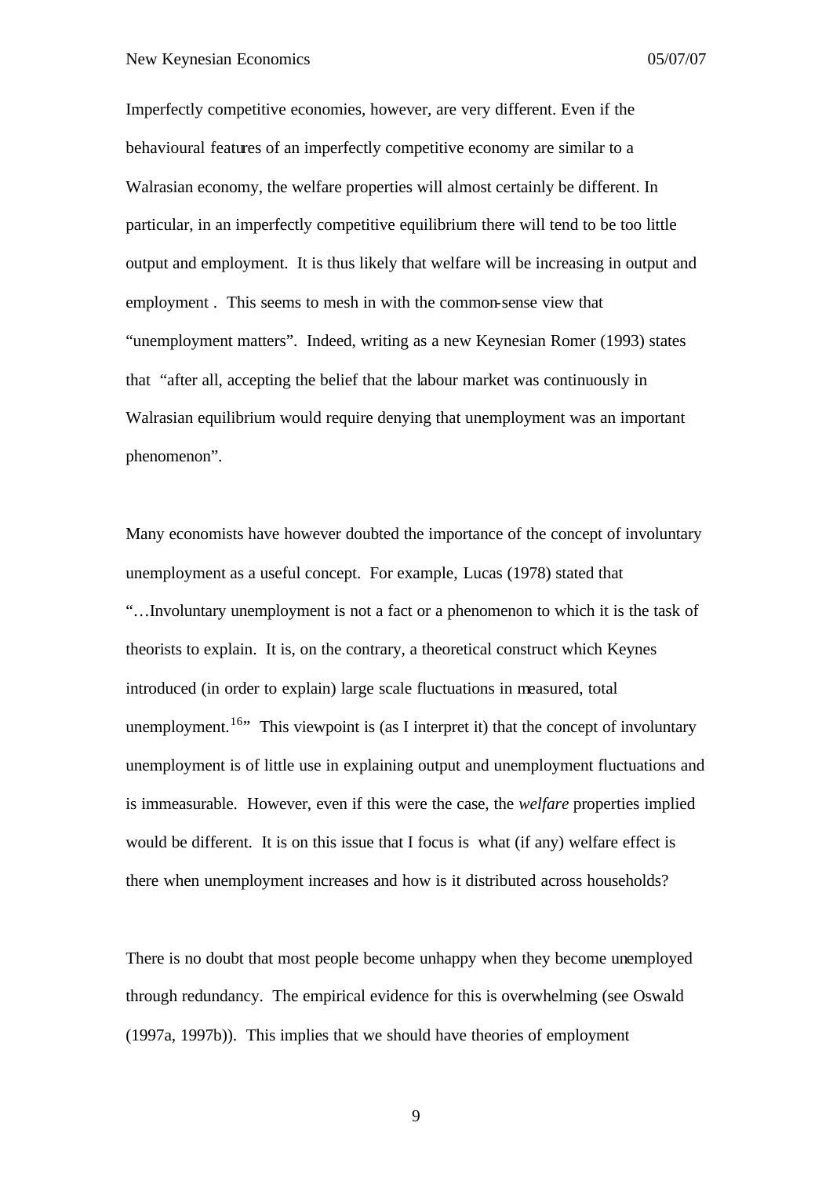Imperfectly competitive economies, however, are very different. Even if the behavioural features of an imperfectly competitive economy are similar to a Walrasian economy, the welfare properties will almost certainly be different. In particular, in an imperfectly competitive equilibrium there will tend to be too little output and employment. It is thus likely that welfare will be increasing in output and employment . This seems to mesh in with the common-sense view that "unemployment matters". Indeed, writing as a new Keynesian Romer (1993) states that "after all, accepting the belief that the labour market was continuously in Walrasian equilibrium would require denying that unemployment was an important phenomenon".

Many economists have however doubted the importance of the concept of involuntary unemployment as a useful concept. For example, Lucas (1978) stated that "…Involuntary unemployment is not a fact or a phenomenon to which it is the task of theorists to explain. It is, on the contrary, a theoretical construct which Keynes introduced (in order to explain) large scale fluctuations in measured, total unemployment.[16]" This viewpoint is (as I interpret it) that the concept of involuntary unemployment is of little use in explaining output and unemployment fluctuations and is immeasurable. However, even if this were the case, the *welfare* properties implied would be different. It is on this issue that I focus is what (if any) welfare effect is there when unemployment increases and how is it distributed across households?

There is no doubt that most people become unhappy when they become unemployed through redundancy. The empirical evidence for this is overwhelming (see Oswald (1997a, 1997b)). This implies that we should have theories of employment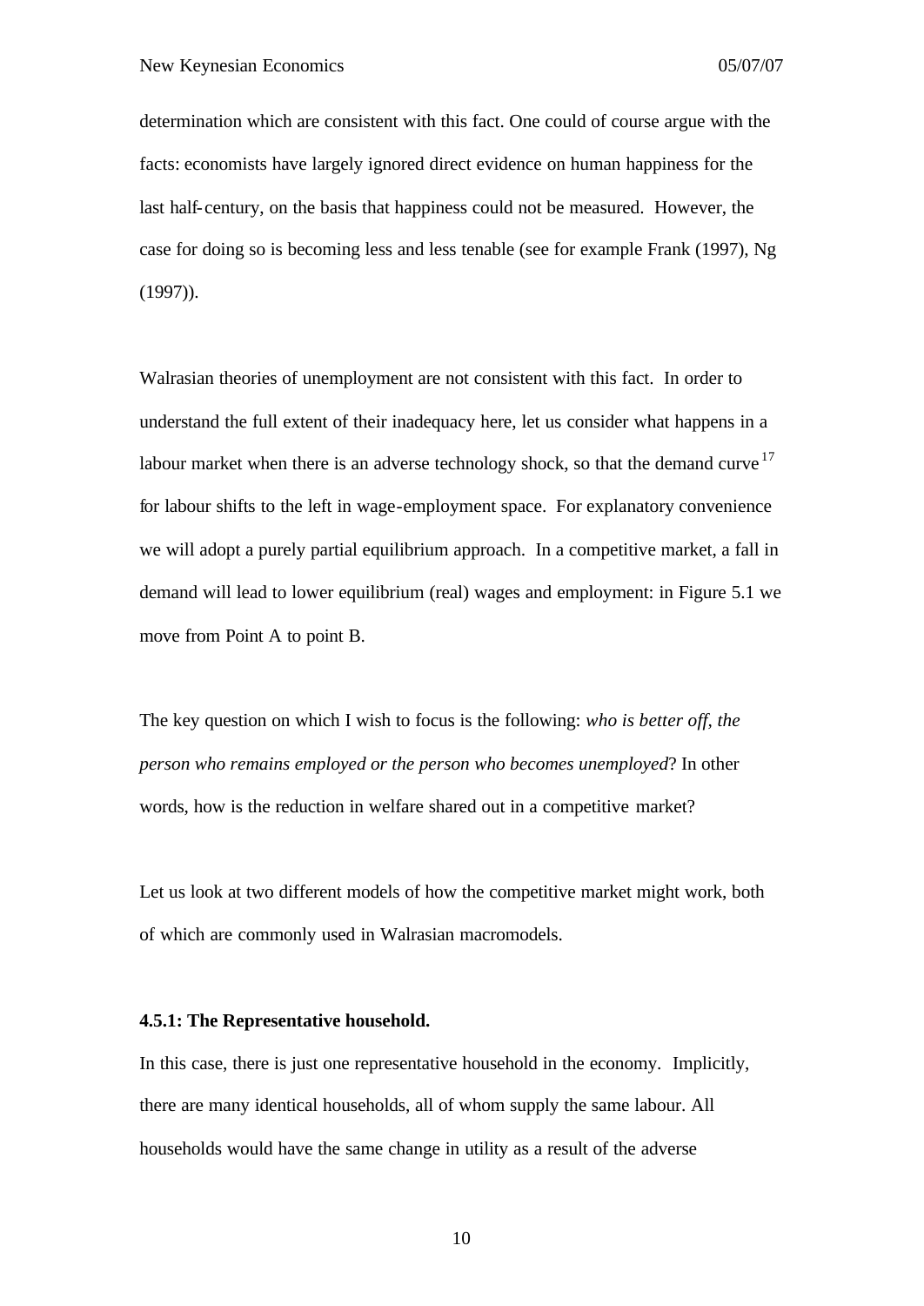determination which are consistent with this fact. One could of course argue with the facts: economists have largely ignored direct evidence on human happiness for the last half-century, on the basis that happiness could not be measured. However, the case for doing so is becoming less and less tenable (see for example Frank (1997), Ng (1997)).

Walrasian theories of unemployment are not consistent with this fact. In order to understand the full extent of their inadequacy here, let us consider what happens in a labour market when there is an adverse technology shock, so that the demand curve[17] for labour shifts to the left in wage-employment space. For explanatory convenience we will adopt a purely partial equilibrium approach. In a competitive market, a fall in demand will lead to lower equilibrium (real) wages and employment: in Figure 5.1 we move from Point A to point B.

The key question on which I wish to focus is the following: *who is better off, the person who remains employed or the person who becomes unemployed*? In other words, how is the reduction in welfare shared out in a competitive market?

Let us look at two different models of how the competitive market might work, both of which are commonly used in Walrasian macromodels.

**4.5.1: The Representative household.**

In this case, there is just one representative household in the economy. Implicitly, there are many identical households, all of whom supply the same labour. All households would have the same change in utility as a result of the adverse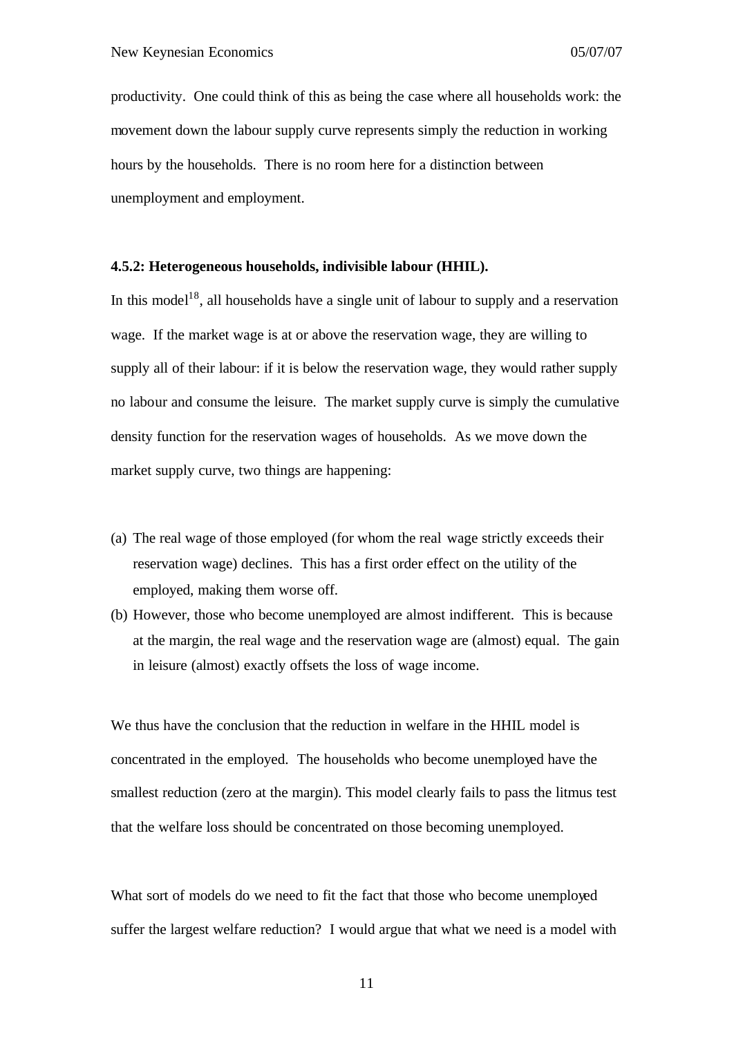productivity. One could think of this as being the case where all households work: the movement down the labour supply curve represents simply the reduction in working hours by the households. There is no room here for a distinction between unemployment and employment.

### 4.5.2: Heterogeneous households, indivisible labour (HHIL).

In this model[18], all households have a single unit of labour to supply and a reservation wage. If the market wage is at or above the reservation wage, they are willing to supply all of their labour: if it is below the reservation wage, they would rather supply no labour and consume the leisure. The market supply curve is simply the cumulative density function for the reservation wages of households. As we move down the market supply curve, two things are happening:

(a) The real wage of those employed (for whom the real wage strictly exceeds their reservation wage) declines. This has a first order effect on the utility of the employed, making them worse off.

(b) However, those who become unemployed are almost indifferent. This is because at the margin, the real wage and the reservation wage are (almost) equal. The gain in leisure (almost) exactly offsets the loss of wage income.

We thus have the conclusion that the reduction in welfare in the HHIL model is concentrated in the employed. The households who become unemployed have the smallest reduction (zero at the margin). This model clearly fails to pass the litmus test that the welfare loss should be concentrated on those becoming unemployed.

What sort of models do we need to fit the fact that those who become unemployed suffer the largest welfare reduction? I would argue that what we need is a model with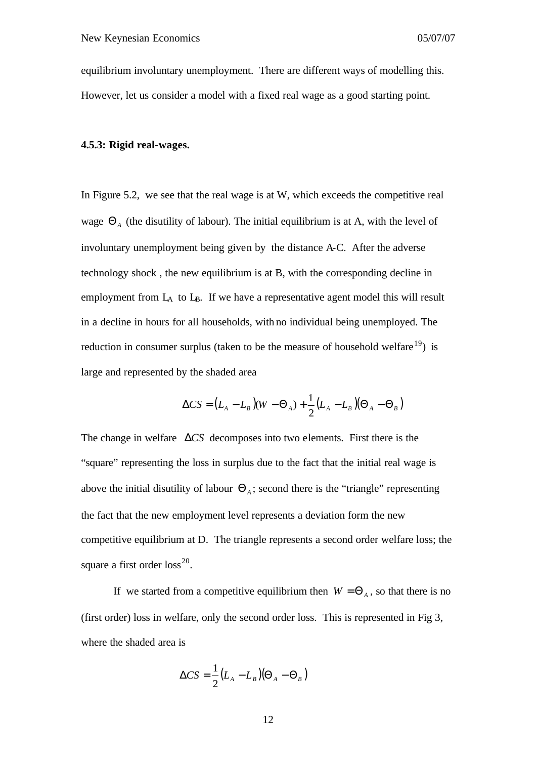equilibrium involuntary unemployment. There are different ways of modelling this. However, let us consider a model with a fixed real wage as a good starting point.

### 4.5.3: Rigid real-wages.

In Figure 5.2, we see that the real wage is at W, which exceeds the competitive real wage $\Theta_A$ (the disutility of labour). The initial equilibrium is at A, with the level of involuntary unemployment being given by the distance A-C. After the adverse technology shock , the new equilibrium is at B, with the corresponding decline in employment from $L_A$ to $L_B$. If we have a representative agent model this will result in a decline in hours for all households, with no individual being unemployed. The reduction in consumer surplus (taken to be the measure of household welfare[19]) is large and represented by the shaded area

$$\Delta CS = (L_A - L_B)(W - \Theta_A) + \frac{1}{2}(L_A - L_B)(\Theta_A - \Theta_B)$$

The change in welfare $\Delta CS$ decomposes into two elements. First there is the "square" representing the loss in surplus due to the fact that the initial real wage is above the initial disutility of labour $\Theta_A$; second there is the "triangle" representing the fact that the new employment level represents a deviation form the new competitive equilibrium at D. The triangle represents a second order welfare loss; the square a first order loss[20].

If we started from a competitive equilibrium then $W = \Theta_A$, so that there is no (first order) loss in welfare, only the second order loss. This is represented in Fig 3, where the shaded area is

$$\Delta CS = \frac{1}{2}(L_A - L_B)(\Theta_A - \Theta_B)$$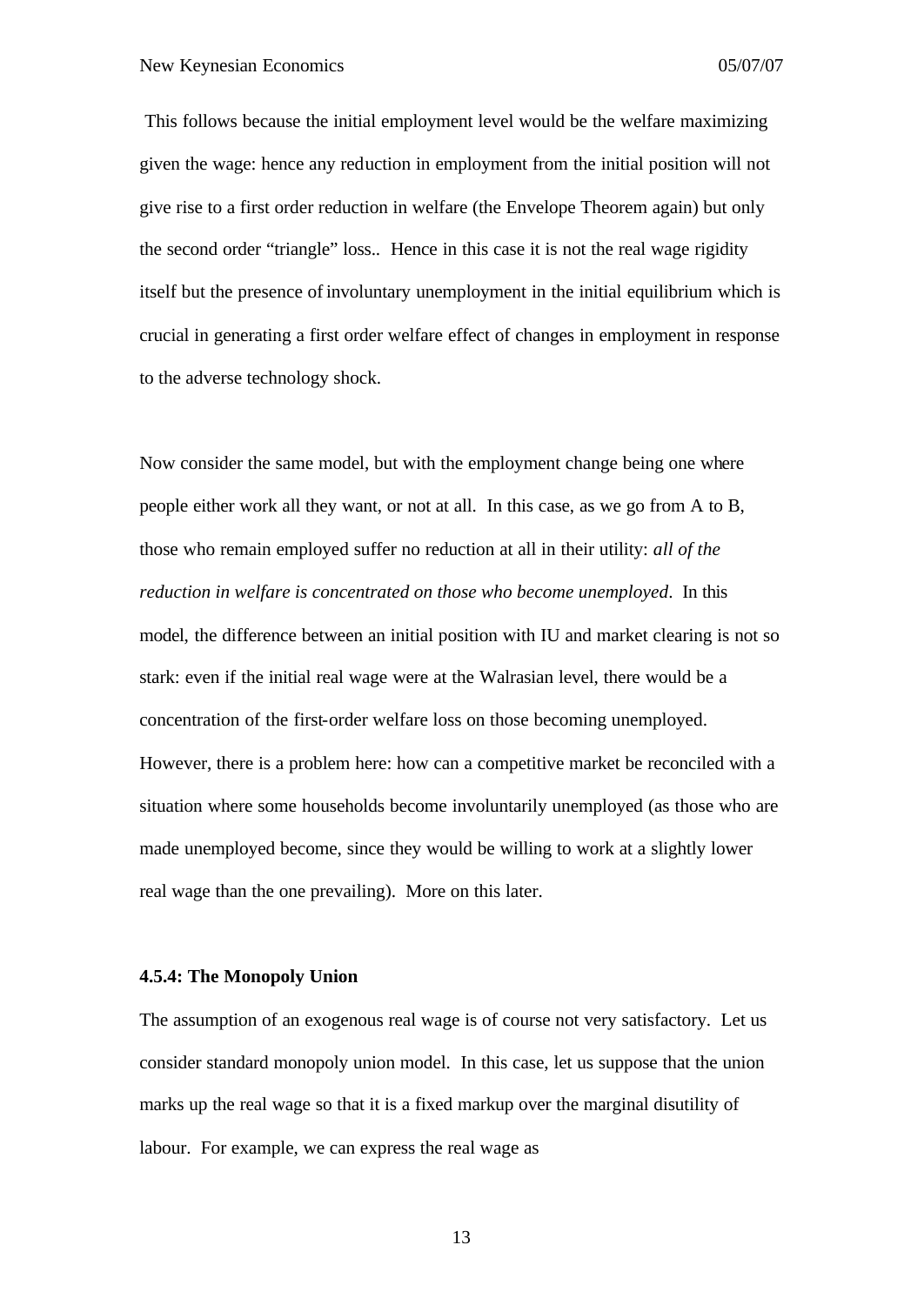This follows because the initial employment level would be the welfare maximizing given the wage: hence any reduction in employment from the initial position will not give rise to a first order reduction in welfare (the Envelope Theorem again) but only the second order "triangle" loss.. Hence in this case it is not the real wage rigidity itself but the presence of involuntary unemployment in the initial equilibrium which is crucial in generating a first order welfare effect of changes in employment in response to the adverse technology shock.

Now consider the same model, but with the employment change being one where people either work all they want, or not at all. In this case, as we go from A to B, those who remain employed suffer no reduction at all in their utility: *all of the reduction in welfare is concentrated on those who become unemployed*. In this model, the difference between an initial position with IU and market clearing is not so stark: even if the initial real wage were at the Walrasian level, there would be a concentration of the first-order welfare loss on those becoming unemployed. However, there is a problem here: how can a competitive market be reconciled with a situation where some households become involuntarily unemployed (as those who are made unemployed become, since they would be willing to work at a slightly lower real wage than the one prevailing). More on this later.

#### 4.5.4: The Monopoly Union

The assumption of an exogenous real wage is of course not very satisfactory. Let us consider standard monopoly union model. In this case, let us suppose that the union marks up the real wage so that it is a fixed markup over the marginal disutility of labour. For example, we can express the real wage as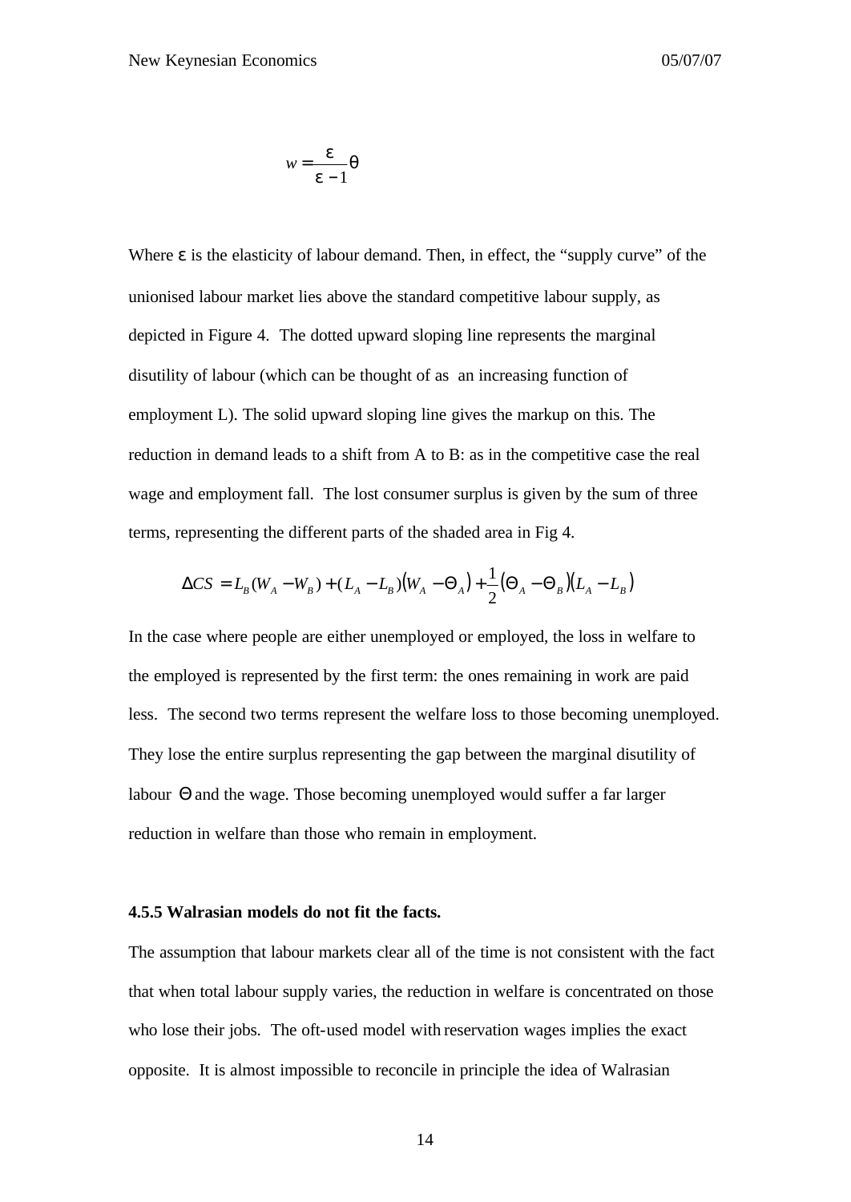$$w = \frac{\varepsilon}{\varepsilon - 1}\theta$$

Where $\varepsilon$ is the elasticity of labour demand. Then, in effect, the "supply curve" of the unionised labour market lies above the standard competitive labour supply, as depicted in Figure 4. The dotted upward sloping line represents the marginal disutility of labour (which can be thought of as an increasing function of employment L). The solid upward sloping line gives the markup on this. The reduction in demand leads to a shift from A to B: as in the competitive case the real wage and employment fall. The lost consumer surplus is given by the sum of three terms, representing the different parts of the shaded area in Fig 4.

$$\Delta CS = L_B(W_A - W_B) + (L_A - L_B)(W_A - \Theta_A) + \frac{1}{2}(\Theta_A - \Theta_B)(L_A - L_B)$$

In the case where people are either unemployed or employed, the loss in welfare to the employed is represented by the first term: the ones remaining in work are paid less. The second two terms represent the welfare loss to those becoming unemployed. They lose the entire surplus representing the gap between the marginal disutility of labour $\Theta$ and the wage. Those becoming unemployed would suffer a far larger reduction in welfare than those who remain in employment.

**4.5.5 Walrasian models do not fit the facts.**

The assumption that labour markets clear all of the time is not consistent with the fact that when total labour supply varies, the reduction in welfare is concentrated on those who lose their jobs. The oft-used model with reservation wages implies the exact opposite. It is almost impossible to reconcile in principle the idea of Walrasian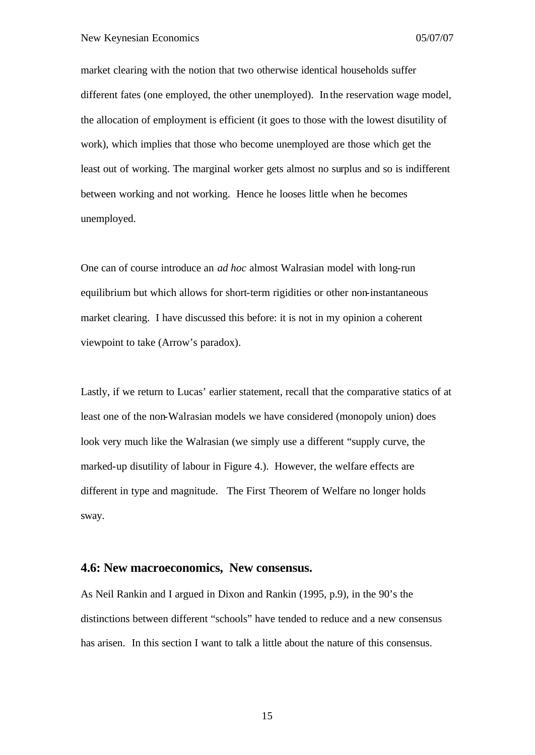market clearing with the notion that two otherwise identical households suffer different fates (one employed, the other unemployed). In the reservation wage model, the allocation of employment is efficient (it goes to those with the lowest disutility of work), which implies that those who become unemployed are those which get the least out of working. The marginal worker gets almost no surplus and so is indifferent between working and not working. Hence he looses little when he becomes unemployed.

One can of course introduce an *ad hoc* almost Walrasian model with long-run equilibrium but which allows for short-term rigidities or other non-instantaneous market clearing. I have discussed this before: it is not in my opinion a coherent viewpoint to take (Arrow's paradox).

Lastly, if we return to Lucas' earlier statement, recall that the comparative statics of at least one of the non-Walrasian models we have considered (monopoly union) does look very much like the Walrasian (we simply use a different "supply curve, the marked-up disutility of labour in Figure 4.). However, the welfare effects are different in type and magnitude. The First Theorem of Welfare no longer holds sway.

## 4.6: New macroeconomics, New consensus.

As Neil Rankin and I argued in Dixon and Rankin (1995, p.9), in the 90's the distinctions between different "schools" have tended to reduce and a new consensus has arisen. In this section I want to talk a little about the nature of this consensus.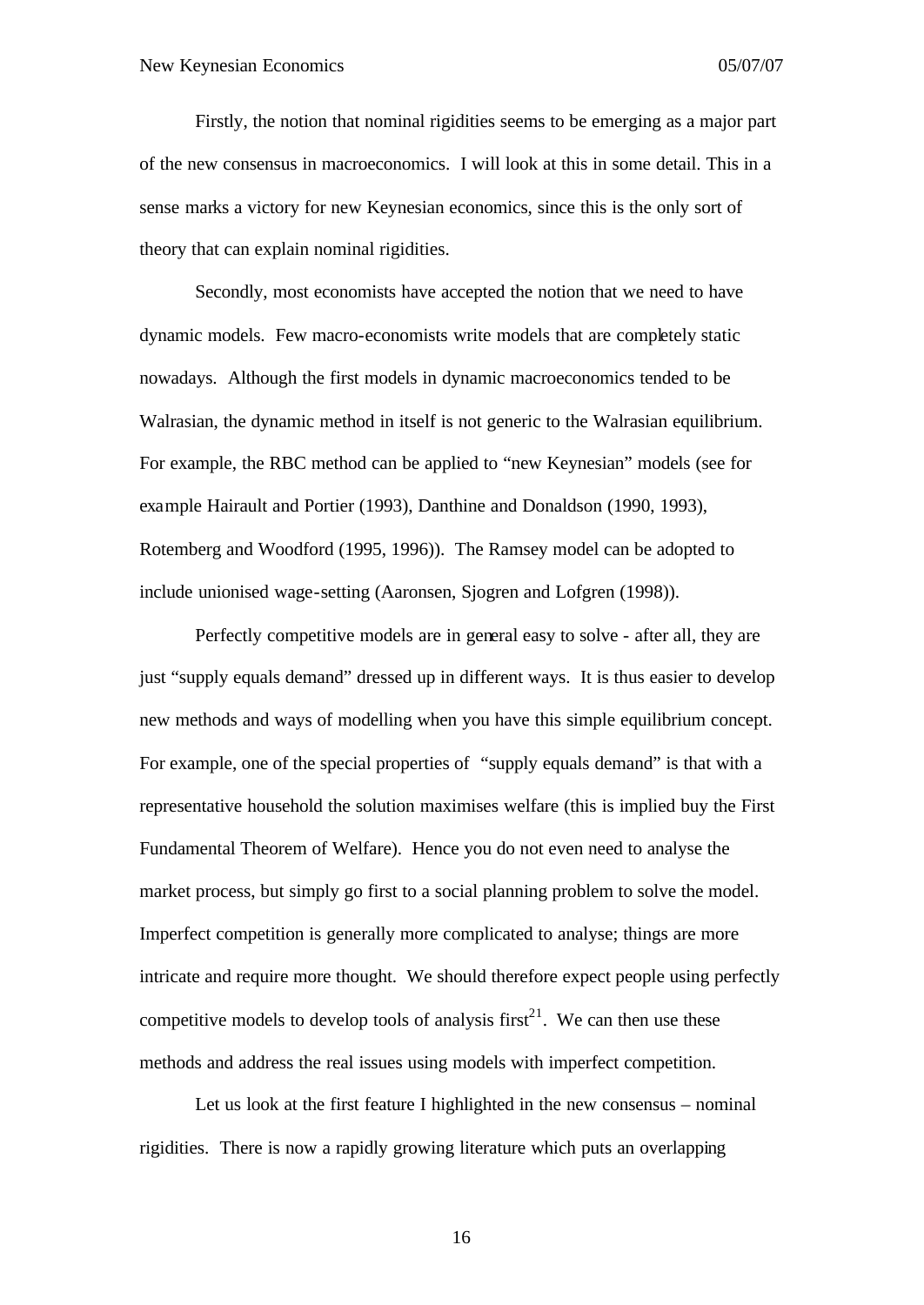Firstly, the notion that nominal rigidities seems to be emerging as a major part of the new consensus in macroeconomics. I will look at this in some detail. This in a sense marks a victory for new Keynesian economics, since this is the only sort of theory that can explain nominal rigidities.

Secondly, most economists have accepted the notion that we need to have dynamic models. Few macro-economists write models that are completely static nowadays. Although the first models in dynamic macroeconomics tended to be Walrasian, the dynamic method in itself is not generic to the Walrasian equilibrium. For example, the RBC method can be applied to "new Keynesian" models (see for example Hairault and Portier (1993), Danthine and Donaldson (1990, 1993), Rotemberg and Woodford (1995, 1996)). The Ramsey model can be adopted to include unionised wage-setting (Aaronsen, Sjogren and Lofgren (1998)).

Perfectly competitive models are in general easy to solve - after all, they are just "supply equals demand" dressed up in different ways. It is thus easier to develop new methods and ways of modelling when you have this simple equilibrium concept. For example, one of the special properties of "supply equals demand" is that with a representative household the solution maximises welfare (this is implied buy the First Fundamental Theorem of Welfare). Hence you do not even need to analyse the market process, but simply go first to a social planning problem to solve the model. Imperfect competition is generally more complicated to analyse; things are more intricate and require more thought. We should therefore expect people using perfectly competitive models to develop tools of analysis first[21]. We can then use these methods and address the real issues using models with imperfect competition.

Let us look at the first feature I highlighted in the new consensus – nominal rigidities. There is now a rapidly growing literature which puts an overlapping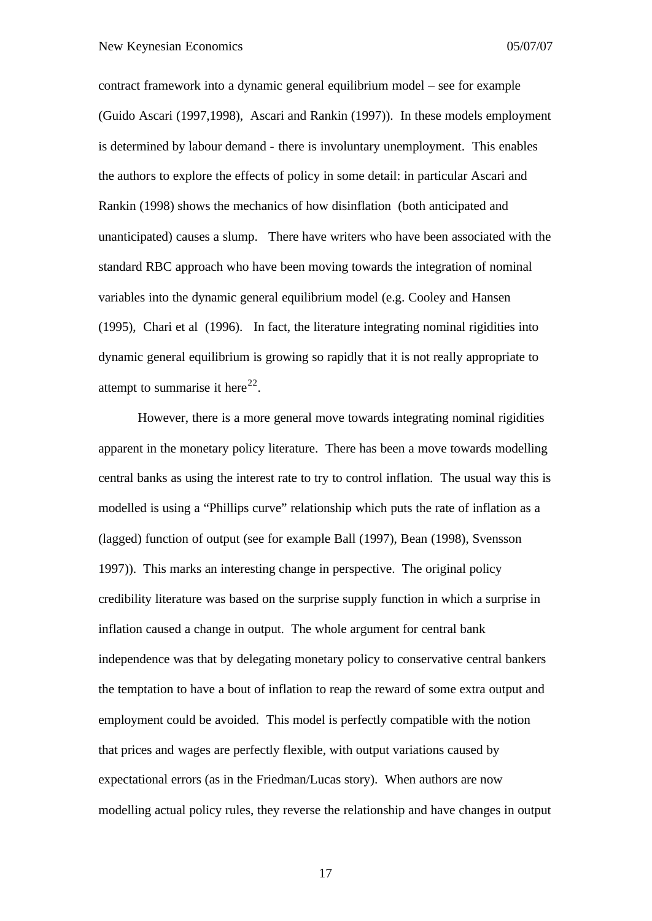contract framework into a dynamic general equilibrium model – see for example (Guido Ascari (1997,1998), Ascari and Rankin (1997)). In these models employment is determined by labour demand - there is involuntary unemployment. This enables the authors to explore the effects of policy in some detail: in particular Ascari and Rankin (1998) shows the mechanics of how disinflation (both anticipated and unanticipated) causes a slump. There have writers who have been associated with the standard RBC approach who have been moving towards the integration of nominal variables into the dynamic general equilibrium model (e.g. Cooley and Hansen (1995), Chari et al (1996). In fact, the literature integrating nominal rigidities into dynamic general equilibrium is growing so rapidly that it is not really appropriate to attempt to summarise it here[22].

However, there is a more general move towards integrating nominal rigidities apparent in the monetary policy literature. There has been a move towards modelling central banks as using the interest rate to try to control inflation. The usual way this is modelled is using a "Phillips curve" relationship which puts the rate of inflation as a (lagged) function of output (see for example Ball (1997), Bean (1998), Svensson 1997)). This marks an interesting change in perspective. The original policy credibility literature was based on the surprise supply function in which a surprise in inflation caused a change in output. The whole argument for central bank independence was that by delegating monetary policy to conservative central bankers the temptation to have a bout of inflation to reap the reward of some extra output and employment could be avoided. This model is perfectly compatible with the notion that prices and wages are perfectly flexible, with output variations caused by expectational errors (as in the Friedman/Lucas story). When authors are now modelling actual policy rules, they reverse the relationship and have changes in output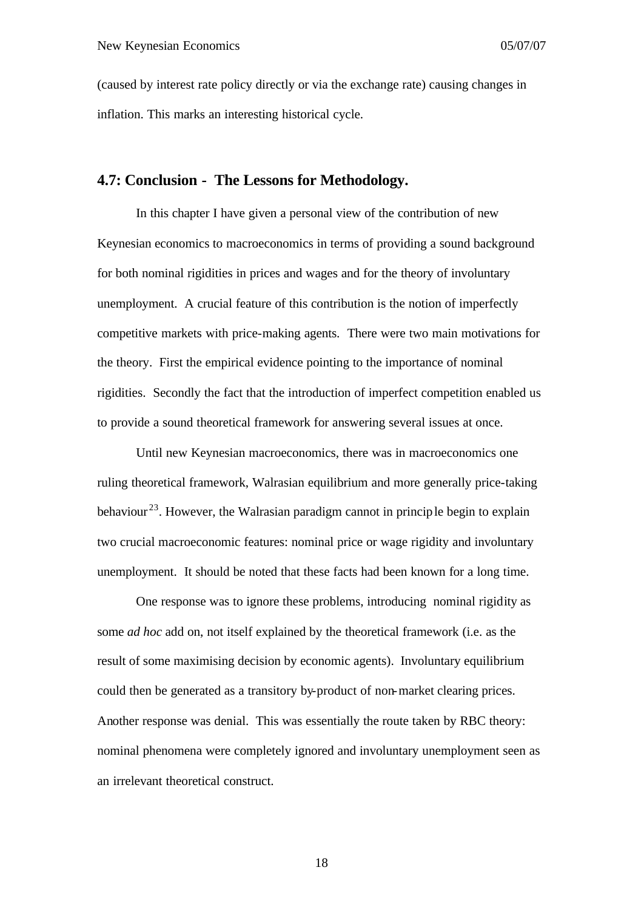(caused by interest rate policy directly or via the exchange rate) causing changes in inflation. This marks an interesting historical cycle.

## 4.7: Conclusion - The Lessons for Methodology.

In this chapter I have given a personal view of the contribution of new Keynesian economics to macroeconomics in terms of providing a sound background for both nominal rigidities in prices and wages and for the theory of involuntary unemployment. A crucial feature of this contribution is the notion of imperfectly competitive markets with price-making agents. There were two main motivations for the theory. First the empirical evidence pointing to the importance of nominal rigidities. Secondly the fact that the introduction of imperfect competition enabled us to provide a sound theoretical framework for answering several issues at once.

Until new Keynesian macroeconomics, there was in macroeconomics one ruling theoretical framework, Walrasian equilibrium and more generally price-taking behaviour[23]. However, the Walrasian paradigm cannot in principle begin to explain two crucial macroeconomic features: nominal price or wage rigidity and involuntary unemployment. It should be noted that these facts had been known for a long time.

One response was to ignore these problems, introducing nominal rigidity as some *ad hoc* add on, not itself explained by the theoretical framework (i.e. as the result of some maximising decision by economic agents). Involuntary equilibrium could then be generated as a transitory by-product of non-market clearing prices. Another response was denial. This was essentially the route taken by RBC theory: nominal phenomena were completely ignored and involuntary unemployment seen as an irrelevant theoretical construct.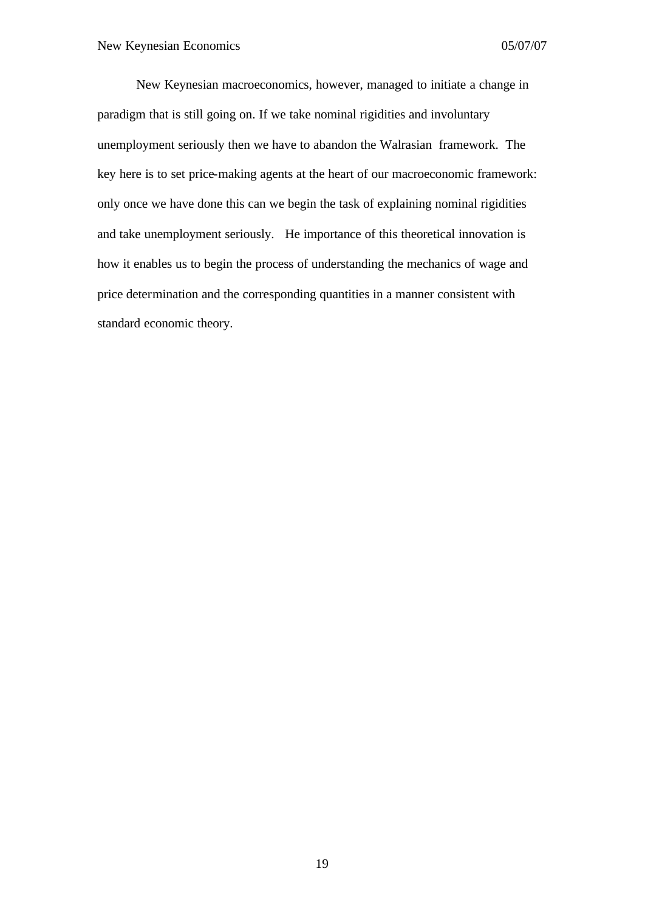New Keynesian macroeconomics, however, managed to initiate a change in paradigm that is still going on. If we take nominal rigidities and involuntary unemployment seriously then we have to abandon the Walrasian framework. The key here is to set price-making agents at the heart of our macroeconomic framework: only once we have done this can we begin the task of explaining nominal rigidities and take unemployment seriously. He importance of this theoretical innovation is how it enables us to begin the process of understanding the mechanics of wage and price determination and the corresponding quantities in a manner consistent with standard economic theory.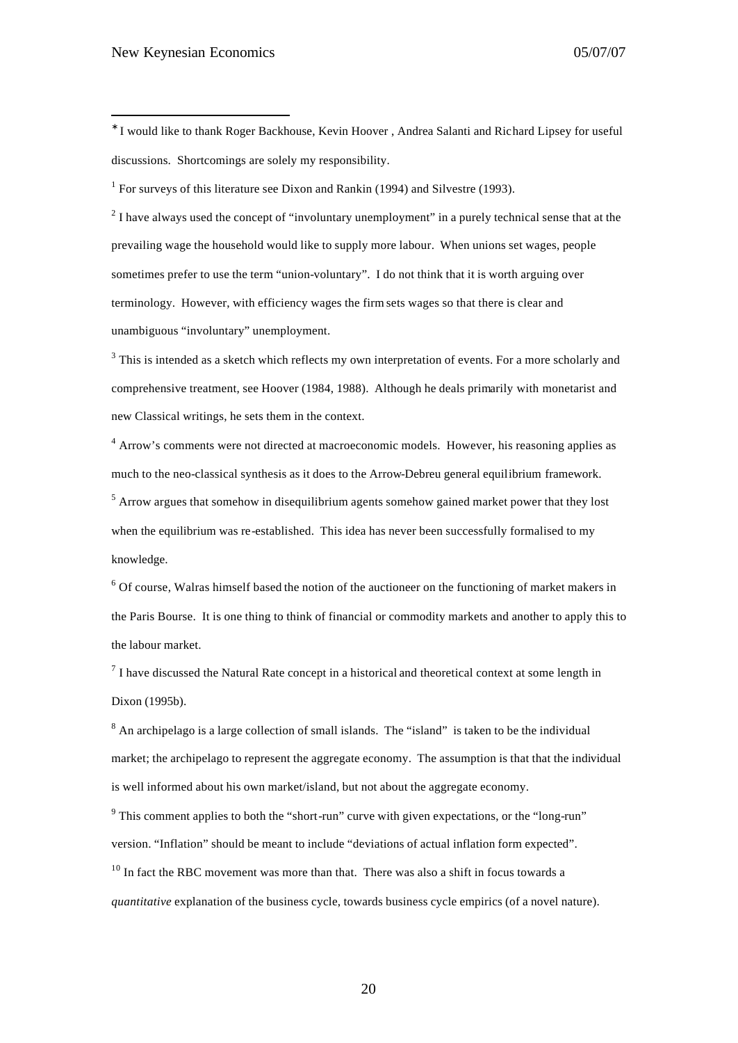* I would like to thank Roger Backhouse, Kevin Hoover , Andrea Salanti and Richard Lipsey for useful discussions. Shortcomings are solely my responsibility.

[1] For surveys of this literature see Dixon and Rankin (1994) and Silvestre (1993).

[2] I have always used the concept of "involuntary unemployment" in a purely technical sense that at the prevailing wage the household would like to supply more labour. When unions set wages, people sometimes prefer to use the term "union-voluntary". I do not think that it is worth arguing over terminology. However, with efficiency wages the firm sets wages so that there is clear and unambiguous "involuntary" unemployment.

[3] This is intended as a sketch which reflects my own interpretation of events. For a more scholarly and comprehensive treatment, see Hoover (1984, 1988). Although he deals primarily with monetarist and new Classical writings, he sets them in the context.

[4] Arrow's comments were not directed at macroeconomic models. However, his reasoning applies as much to the neo-classical synthesis as it does to the Arrow-Debreu general equilibrium framework.

[5] Arrow argues that somehow in disequilibrium agents somehow gained market power that they lost when the equilibrium was re-established. This idea has never been successfully formalised to my knowledge.

[6] Of course, Walras himself based the notion of the auctioneer on the functioning of market makers in the Paris Bourse. It is one thing to think of financial or commodity markets and another to apply this to the labour market.

[7] I have discussed the Natural Rate concept in a historical and theoretical context at some length in Dixon (1995b).

[8] An archipelago is a large collection of small islands. The "island" is taken to be the individual market; the archipelago to represent the aggregate economy. The assumption is that that the individual is well informed about his own market/island, but not about the aggregate economy.

[9] This comment applies to both the "short-run" curve with given expectations, or the "long-run" version. "Inflation" should be meant to include "deviations of actual inflation form expected".

[10] In fact the RBC movement was more than that. There was also a shift in focus towards a *quantitative* explanation of the business cycle, towards business cycle empirics (of a novel nature).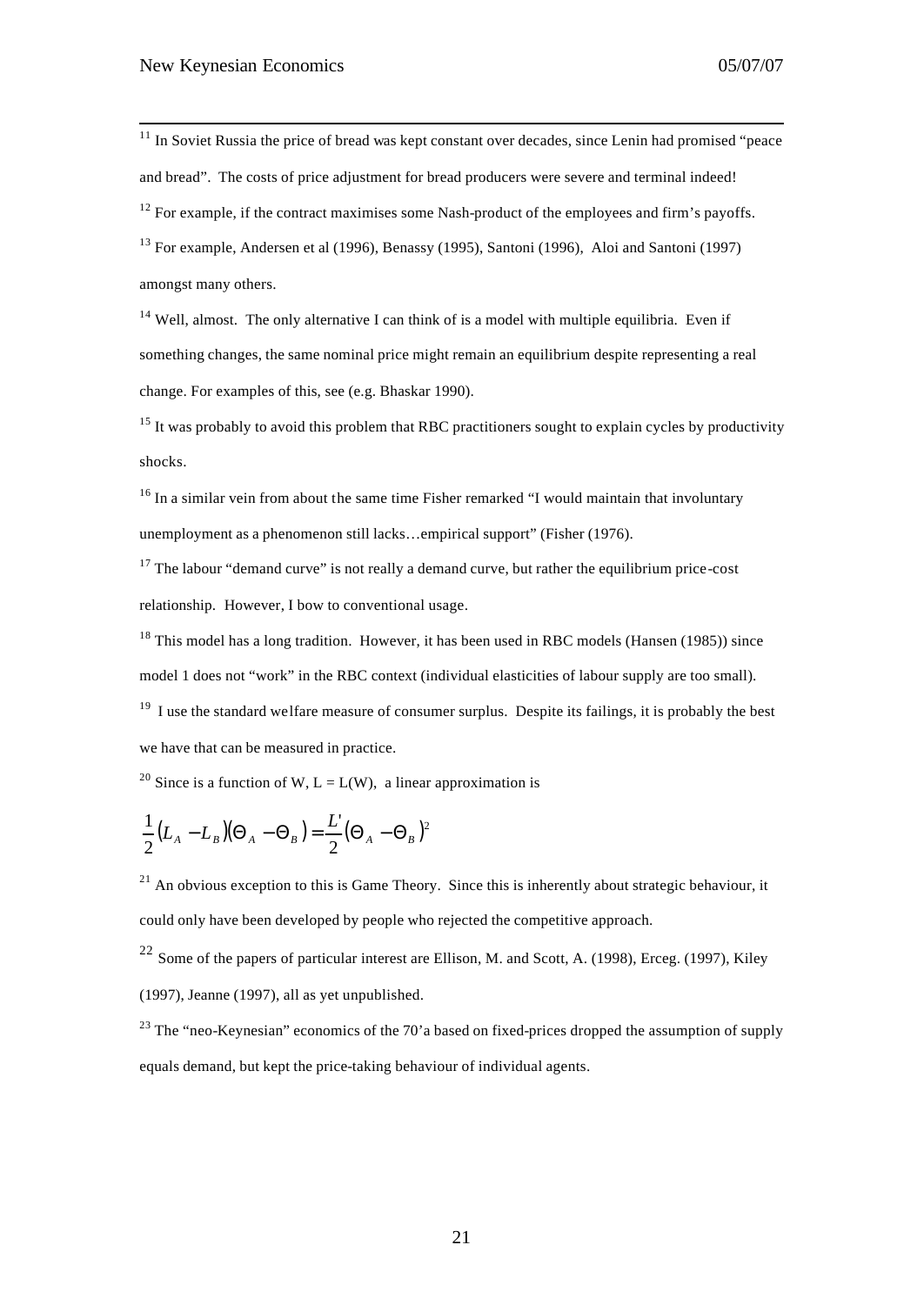[11] In Soviet Russia the price of bread was kept constant over decades, since Lenin had promised "peace and bread". The costs of price adjustment for bread producers were severe and terminal indeed!

[12] For example, if the contract maximises some Nash-product of the employees and firm's payoffs.

[13] For example, Andersen et al (1996), Benassy (1995), Santoni (1996), Aloi and Santoni (1997) amongst many others.

[14] Well, almost. The only alternative I can think of is a model with multiple equilibria. Even if something changes, the same nominal price might remain an equilibrium despite representing a real change. For examples of this, see (e.g. Bhaskar 1990).

[15] It was probably to avoid this problem that RBC practitioners sought to explain cycles by productivity shocks.

[16] In a similar vein from about the same time Fisher remarked "I would maintain that involuntary unemployment as a phenomenon still lacks…empirical support" (Fisher (1976).

[17] The labour "demand curve" is not really a demand curve, but rather the equilibrium price-cost relationship. However, I bow to conventional usage.

[18] This model has a long tradition. However, it has been used in RBC models (Hansen (1985)) since model 1 does not "work" in the RBC context (individual elasticities of labour supply are too small).

[19] I use the standard welfare measure of consumer surplus. Despite its failings, it is probably the best we have that can be measured in practice.

[20] Since is a function of W, L = L(W), a linear approximation is

$$\frac{1}{2}\left(L_A - L_B\right)\left(\Theta_A - \Theta_B\right) = \frac{L'}{2}\left(\Theta_A - \Theta_B\right)^2$$

[21] An obvious exception to this is Game Theory. Since this is inherently about strategic behaviour, it could only have been developed by people who rejected the competitive approach.

[22] Some of the papers of particular interest are Ellison, M. and Scott, A. (1998), Erceg. (1997), Kiley (1997), Jeanne (1997), all as yet unpublished.

[23] The "neo-Keynesian" economics of the 70'a based on fixed-prices dropped the assumption of supply equals demand, but kept the price-taking behaviour of individual agents.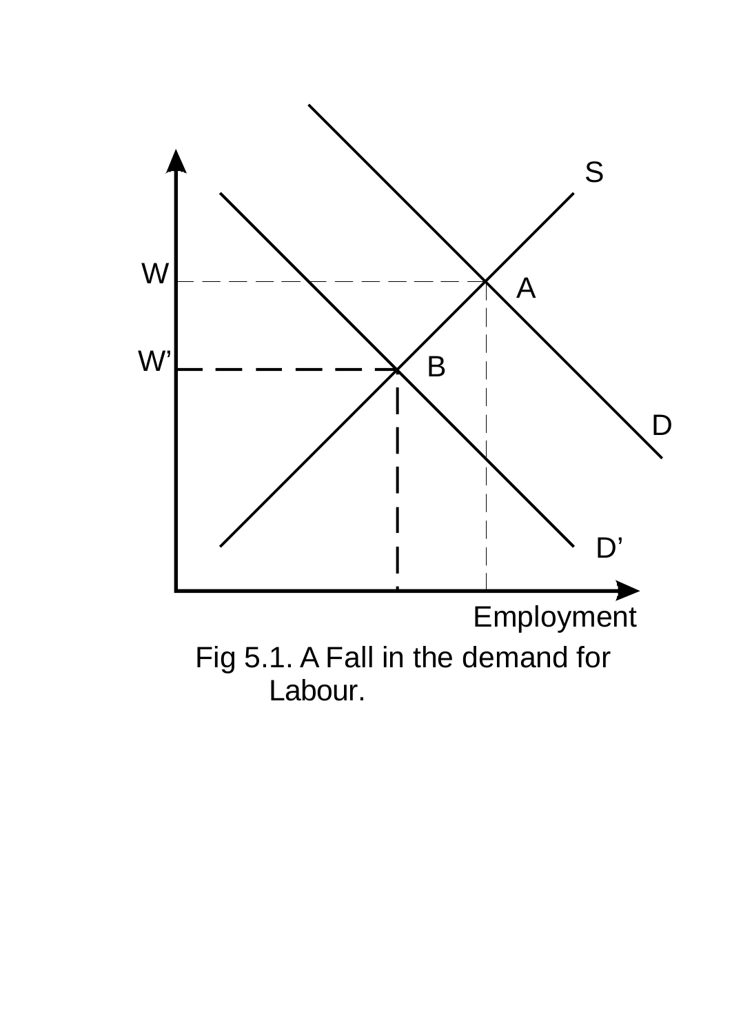Fig 5.1. A Fall in the demand for Labour.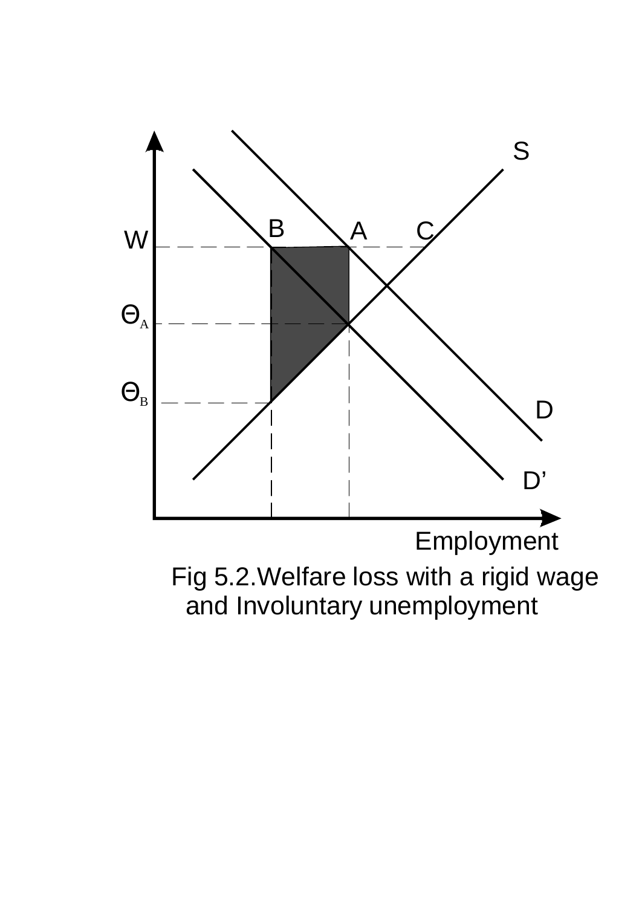Fig 5.2.Welfare loss with a rigid wage and Involuntary unemployment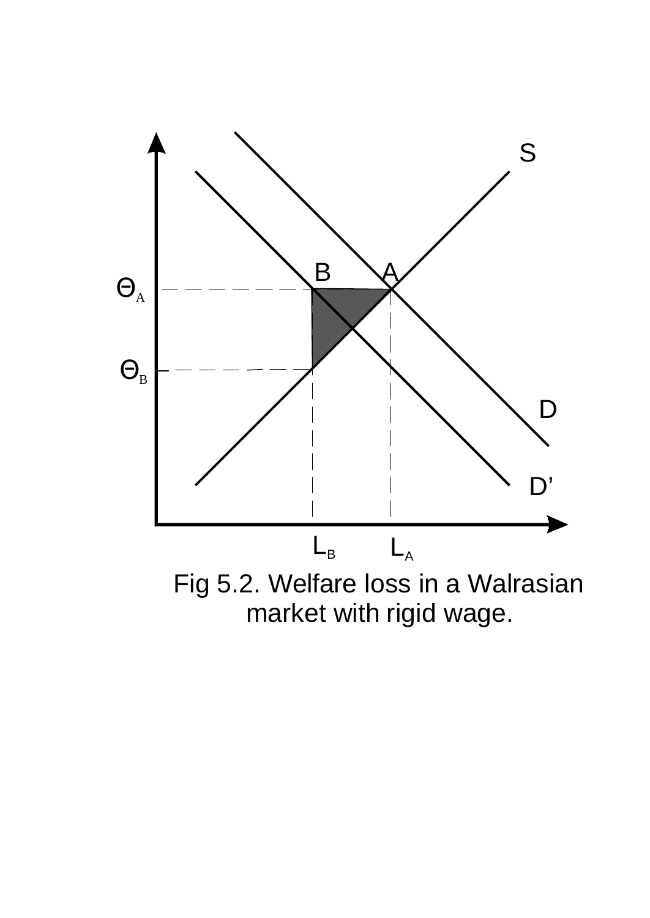Fig 5.2. Welfare loss in a Walrasian market with rigid wage.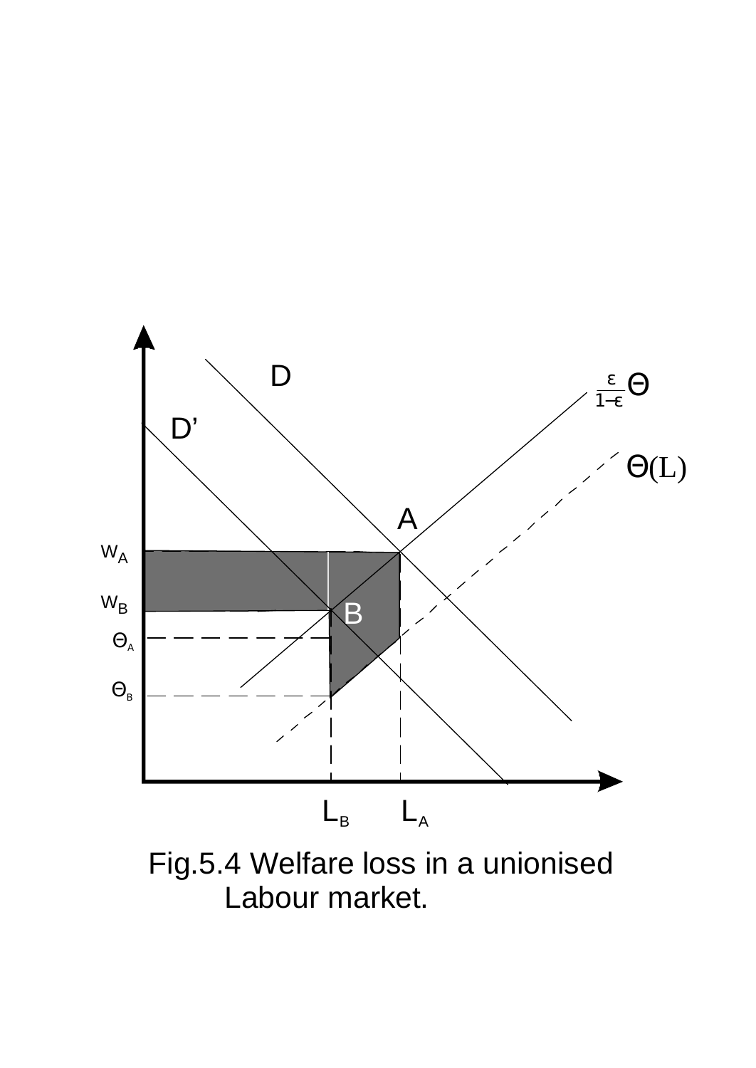D

$\frac{\varepsilon}{1-\varepsilon}\Theta$

D'

$\Theta(L)$

A

$w_A$

$w_B$

B

$\Theta_A$

$\Theta_B$

$L_B$

$L_A$

Fig.5.4 Welfare loss in a unionised Labour market.